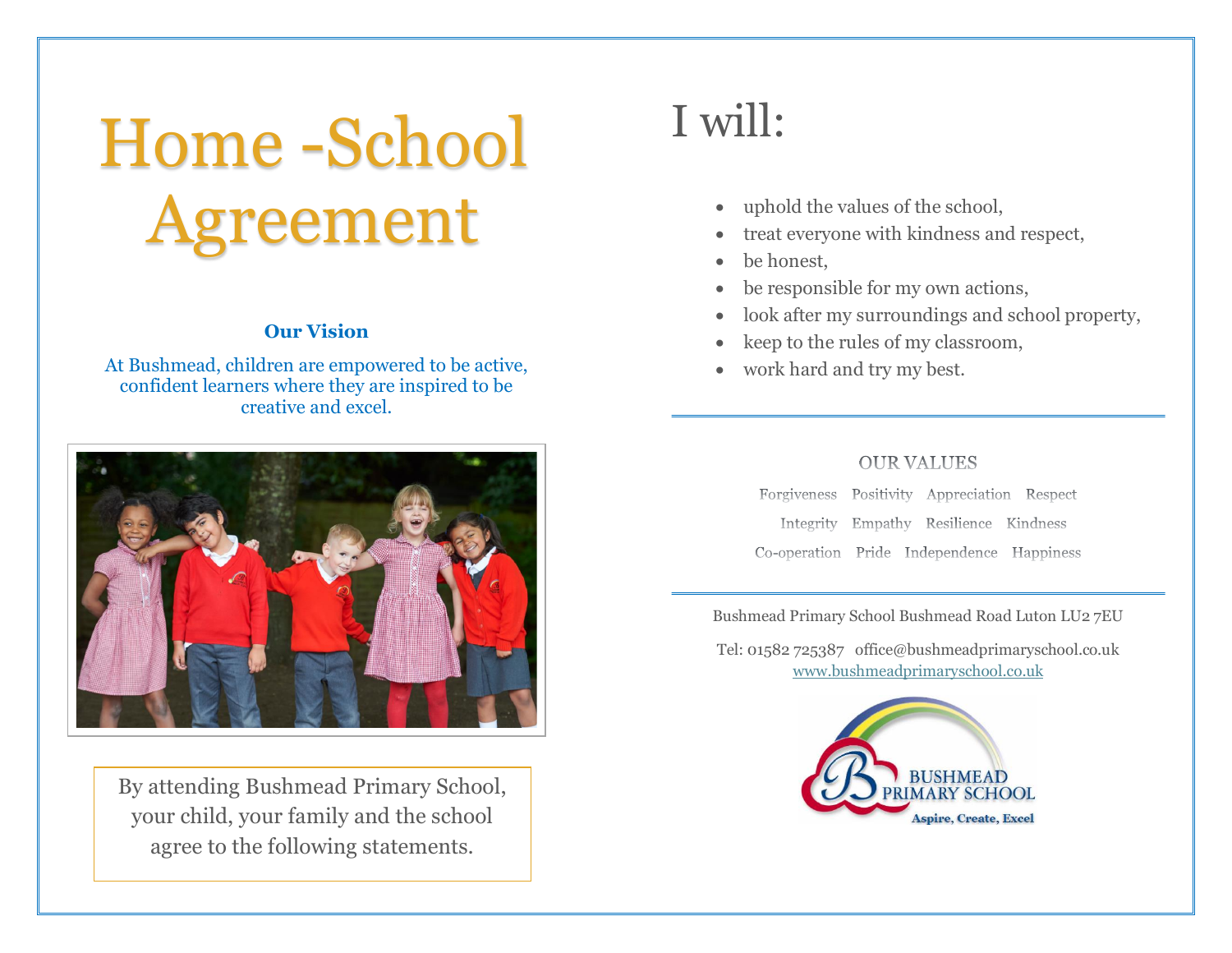# Home -School Agreement

**Our Vision**

At Bushmead, children are empowered to be active, confident learners where they are inspired to be creative and excel.

By attending Bushmead Primary School, your child, your family and the school agree to the following statements.

# I will:

- uphold the values of the school,
- treat everyone with kindness and respect,
- be honest,
- be responsible for my own actions,
- look after my surroundings and school property,
- keep to the rules of my classroom,
- work hard and try my best.

---

## OUR VALUES

Forgiveness Positivity Appreciation Respect

Integrity Empathy Resilience Kindness

Co-operation Pride Independence Happiness

---

Bushmead Primary School Bushmead Road Luton LU2 7EU

Tel: 01582 725387 office@bushmeadprimaryschool.co.uk

www.bushmeadprimaryschool.co.uk

BUSHMEAD PRIMARY SCHOOL

Aspire, Create, Excel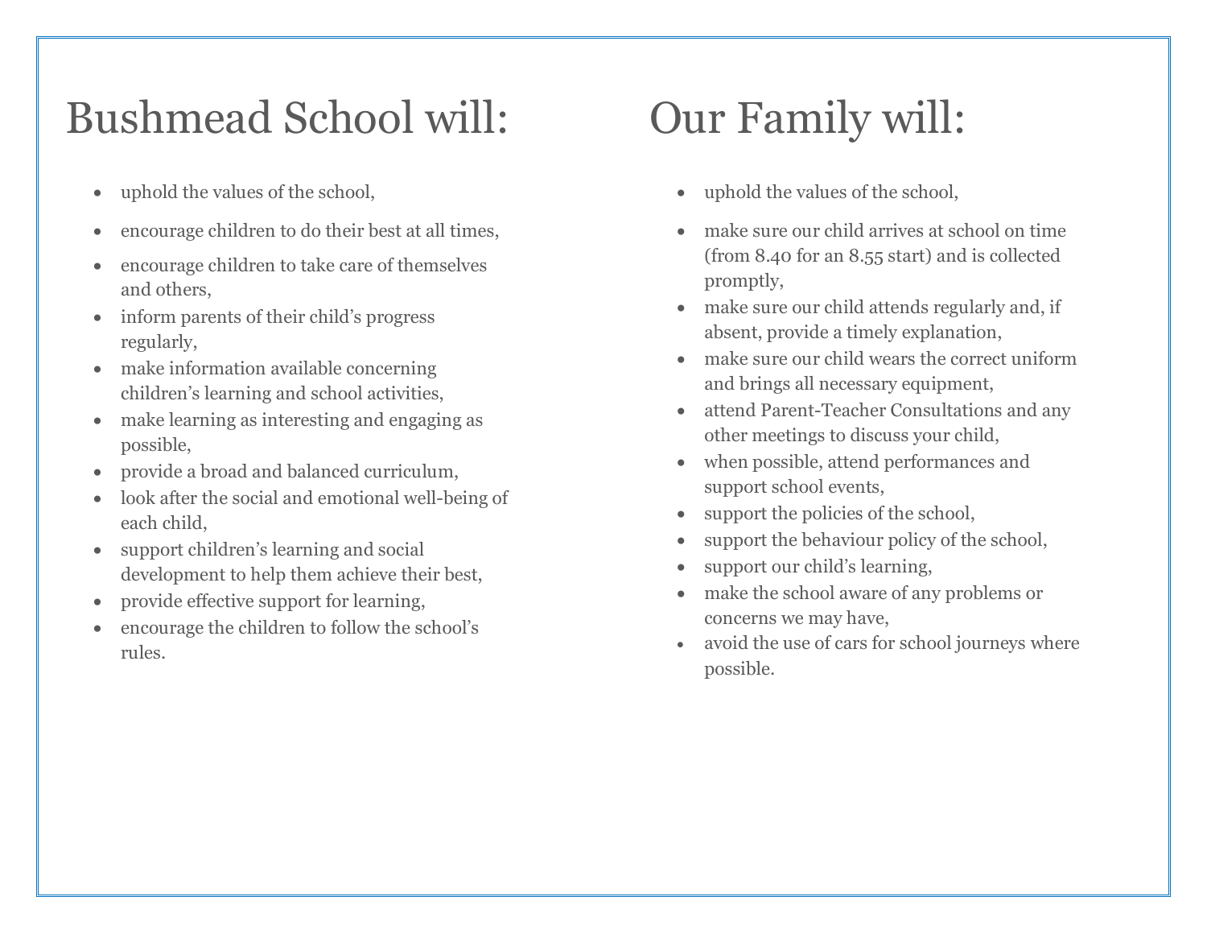# Bushmead School will:

- uphold the values of the school,
- encourage children to do their best at all times,
- encourage children to take care of themselves and others,
- inform parents of their child's progress regularly,
- make information available concerning children's learning and school activities,
- make learning as interesting and engaging as possible,
- provide a broad and balanced curriculum,
- look after the social and emotional well-being of each child,
- support children's learning and social development to help them achieve their best,
- provide effective support for learning,
- encourage the children to follow the school's rules.

# Our Family will:

- uphold the values of the school,
- make sure our child arrives at school on time (from 8.40 for an 8.55 start) and is collected promptly,
- make sure our child attends regularly and, if absent, provide a timely explanation,
- make sure our child wears the correct uniform and brings all necessary equipment,
- attend Parent-Teacher Consultations and any other meetings to discuss your child,
- when possible, attend performances and support school events,
- support the policies of the school,
- support the behaviour policy of the school,
- support our child's learning,
- make the school aware of any problems or concerns we may have,
- avoid the use of cars for school journeys where possible.